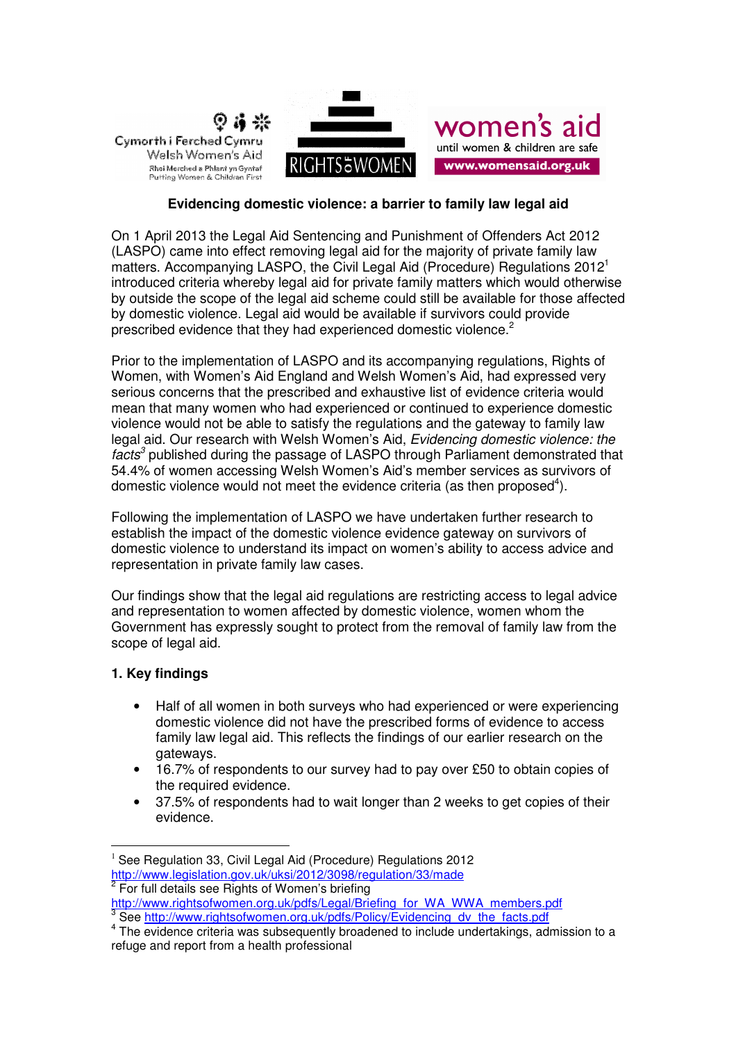Cymorth i Ferched Cymru
Welsh Women's Aid
Rhoi Merched a Phlant yn Gyntaf
Putting Women & Children First

RIGHTS OF WOMEN

women's aid
until women & children are safe
www.womensaid.org.uk

## Evidencing domestic violence: a barrier to family law legal aid

On 1 April 2013 the Legal Aid Sentencing and Punishment of Offenders Act 2012 (LASPO) came into effect removing legal aid for the majority of private family law matters. Accompanying LASPO, the Civil Legal Aid (Procedure) Regulations 2012[1] introduced criteria whereby legal aid for private family matters which would otherwise by outside the scope of the legal aid scheme could still be available for those affected by domestic violence. Legal aid would be available if survivors could provide prescribed evidence that they had experienced domestic violence.[2]

Prior to the implementation of LASPO and its accompanying regulations, Rights of Women, with Women's Aid England and Welsh Women's Aid, had expressed very serious concerns that the prescribed and exhaustive list of evidence criteria would mean that many women who had experienced or continued to experience domestic violence would not be able to satisfy the regulations and the gateway to family law legal aid. Our research with Welsh Women's Aid, *Evidencing domestic violence: the facts*[3] published during the passage of LASPO through Parliament demonstrated that 54.4% of women accessing Welsh Women's Aid's member services as survivors of domestic violence would not meet the evidence criteria (as then proposed[4]).

Following the implementation of LASPO we have undertaken further research to establish the impact of the domestic violence evidence gateway on survivors of domestic violence to understand its impact on women's ability to access advice and representation in private family law cases.

Our findings show that the legal aid regulations are restricting access to legal advice and representation to women affected by domestic violence, women whom the Government has expressly sought to protect from the removal of family law from the scope of legal aid.

### 1. Key findings

- Half of all women in both surveys who had experienced or were experiencing domestic violence did not have the prescribed forms of evidence to access family law legal aid. This reflects the findings of our earlier research on the gateways.
- 16.7% of respondents to our survey had to pay over £50 to obtain copies of the required evidence.
- 37.5% of respondents had to wait longer than 2 weeks to get copies of their evidence.

---

[1] See Regulation 33, Civil Legal Aid (Procedure) Regulations 2012 http://www.legislation.gov.uk/uksi/2012/3098/regulation/33/made

[2] For full details see Rights of Women's briefing http://www.rightsofwomen.org.uk/pdfs/Legal/Briefing_for_WA_WWA_members.pdf

[3] See http://www.rightsofwomen.org.uk/pdfs/Policy/Evidencing_dv_the_facts.pdf

[4] The evidence criteria was subsequently broadened to include undertakings, admission to a refuge and report from a health professional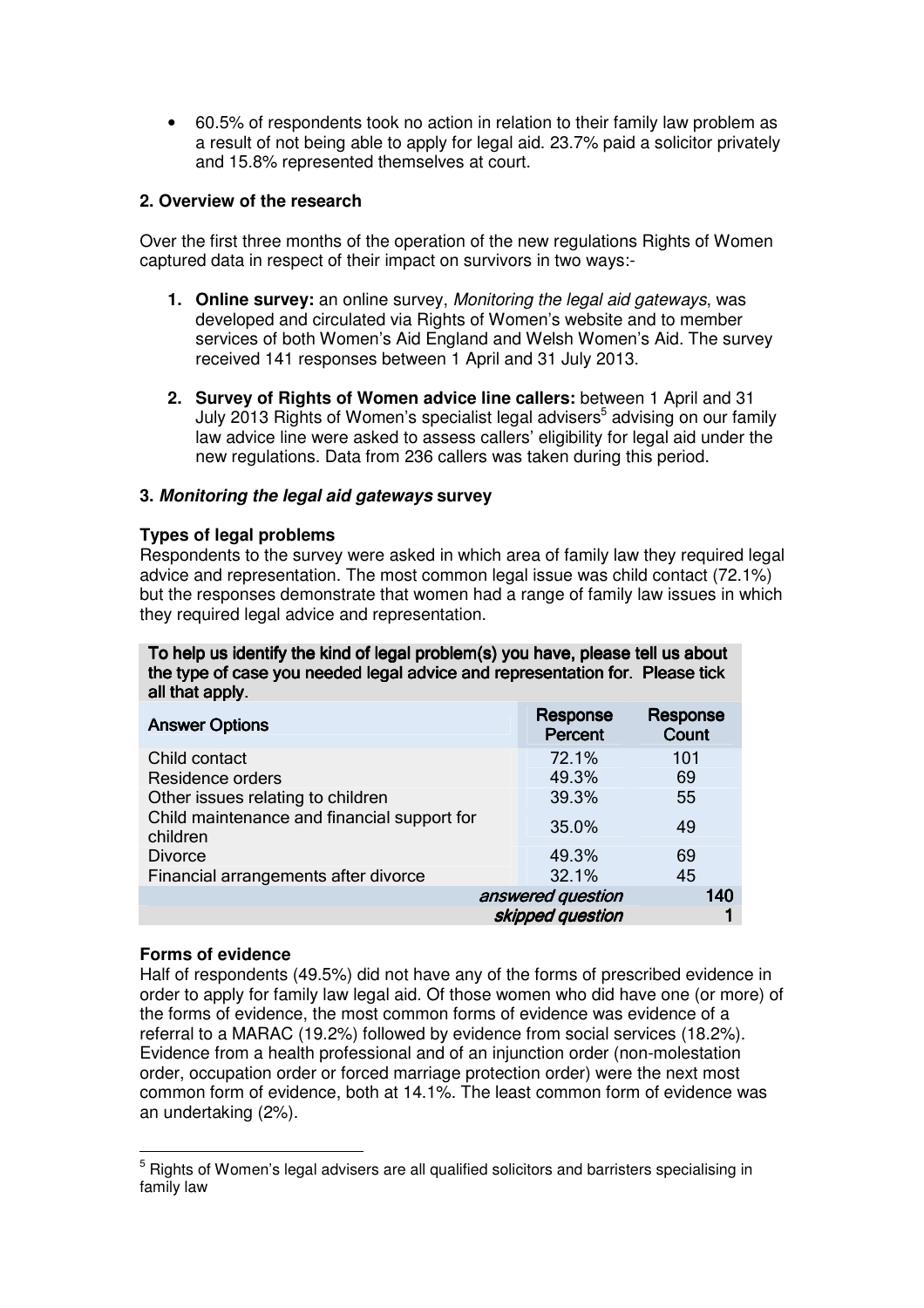- 60.5% of respondents took no action in relation to their family law problem as a result of not being able to apply for legal aid. 23.7% paid a solicitor privately and 15.8% represented themselves at court.

### 2. Overview of the research

Over the first three months of the operation of the new regulations Rights of Women captured data in respect of their impact on survivors in two ways:-

1. **Online survey:** an online survey, *Monitoring the legal aid gateways*, was developed and circulated via Rights of Women's website and to member services of both Women's Aid England and Welsh Women's Aid. The survey received 141 responses between 1 April and 31 July 2013.

2. **Survey of Rights of Women advice line callers:** between 1 April and 31 July 2013 Rights of Women's specialist legal advisers[5] advising on our family law advice line were asked to assess callers' eligibility for legal aid under the new regulations. Data from 236 callers was taken during this period.

### 3. *Monitoring the legal aid gateways* survey

**Types of legal problems**

Respondents to the survey were asked in which area of family law they required legal advice and representation. The most common legal issue was child contact (72.1%) but the responses demonstrate that women had a range of family law issues in which they required legal advice and representation.

| To help us identify the kind of legal problem(s) you have, please tell us about the type of case you needed legal advice and representation for. Please tick all that apply. | | |
|---|---|---|
| **Answer Options** | **Response Percent** | **Response Count** |
| Child contact | 72.1% | 101 |
| Residence orders | 49.3% | 69 |
| Other issues relating to children | 39.3% | 55 |
| Child maintenance and financial support for children | 35.0% | 49 |
| Divorce | 49.3% | 69 |
| Financial arrangements after divorce | 32.1% | 45 |
| | *answered question* | 140 |
| | *skipped question* | 1 |

**Forms of evidence**

Half of respondents (49.5%) did not have any of the forms of prescribed evidence in order to apply for family law legal aid. Of those women who did have one (or more) of the forms of evidence, the most common forms of evidence was evidence of a referral to a MARAC (19.2%) followed by evidence from social services (18.2%). Evidence from a health professional and of an injunction order (non-molestation order, occupation order or forced marriage protection order) were the next most common form of evidence, both at 14.1%. The least common form of evidence was an undertaking (2%).

[5] Rights of Women's legal advisers are all qualified solicitors and barristers specialising in family law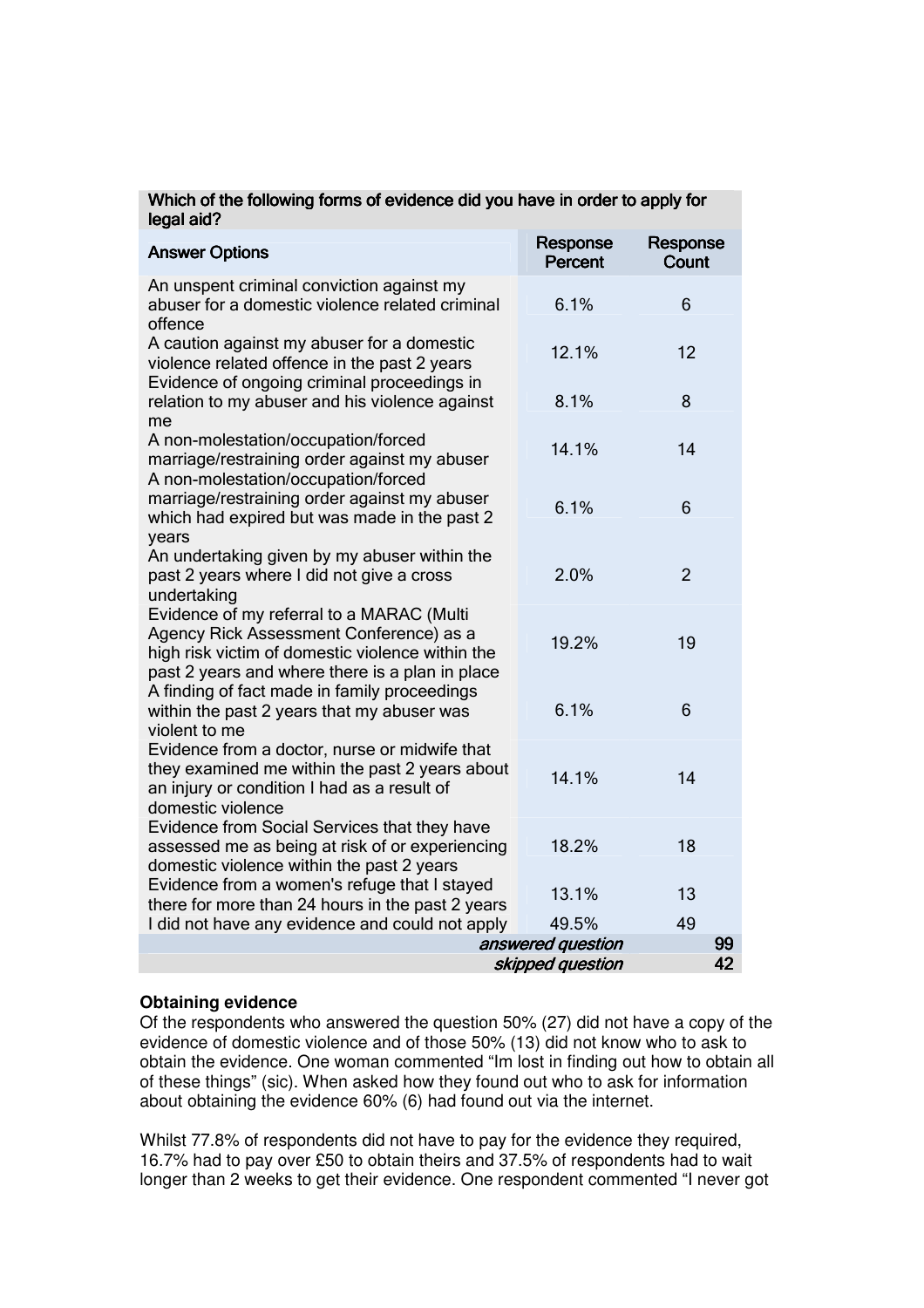| Which of the following forms of evidence did you have in order to apply for legal aid? | | |
|---|---|---|
| **Answer Options** | **Response Percent** | **Response Count** |
| An unspent criminal conviction against my abuser for a domestic violence related criminal offence | 6.1% | 6 |
| A caution against my abuser for a domestic violence related offence in the past 2 years | 12.1% | 12 |
| Evidence of ongoing criminal proceedings in relation to my abuser and his violence against me | 8.1% | 8 |
| A non-molestation/occupation/forced marriage/restraining order against my abuser | 14.1% | 14 |
| A non-molestation/occupation/forced marriage/restraining order against my abuser which had expired but was made in the past 2 years | 6.1% | 6 |
| An undertaking given by my abuser within the past 2 years where I did not give a cross undertaking | 2.0% | 2 |
| Evidence of my referral to a MARAC (Multi Agency Rick Assessment Conference) as a high risk victim of domestic violence within the past 2 years and where there is a plan in place | 19.2% | 19 |
| A finding of fact made in family proceedings within the past 2 years that my abuser was violent to me | 6.1% | 6 |
| Evidence from a doctor, nurse or midwife that they examined me within the past 2 years about an injury or condition I had as a result of domestic violence | 14.1% | 14 |
| Evidence from Social Services that they have assessed me as being at risk of or experiencing domestic violence within the past 2 years | 18.2% | 18 |
| Evidence from a women's refuge that I stayed there for more than 24 hours in the past 2 years | 13.1% | 13 |
| I did not have any evidence and could not apply | 49.5% | 49 |
| | *answered question* | 99 |
| | *skipped question* | 42 |

**Obtaining evidence**

Of the respondents who answered the question 50% (27) did not have a copy of the evidence of domestic violence and of those 50% (13) did not know who to ask to obtain the evidence. One woman commented "Im lost in finding out how to obtain all of these things" (sic). When asked how they found out who to ask for information about obtaining the evidence 60% (6) had found out via the internet.

Whilst 77.8% of respondents did not have to pay for the evidence they required, 16.7% had to pay over £50 to obtain theirs and 37.5% of respondents had to wait longer than 2 weeks to get their evidence. One respondent commented "I never got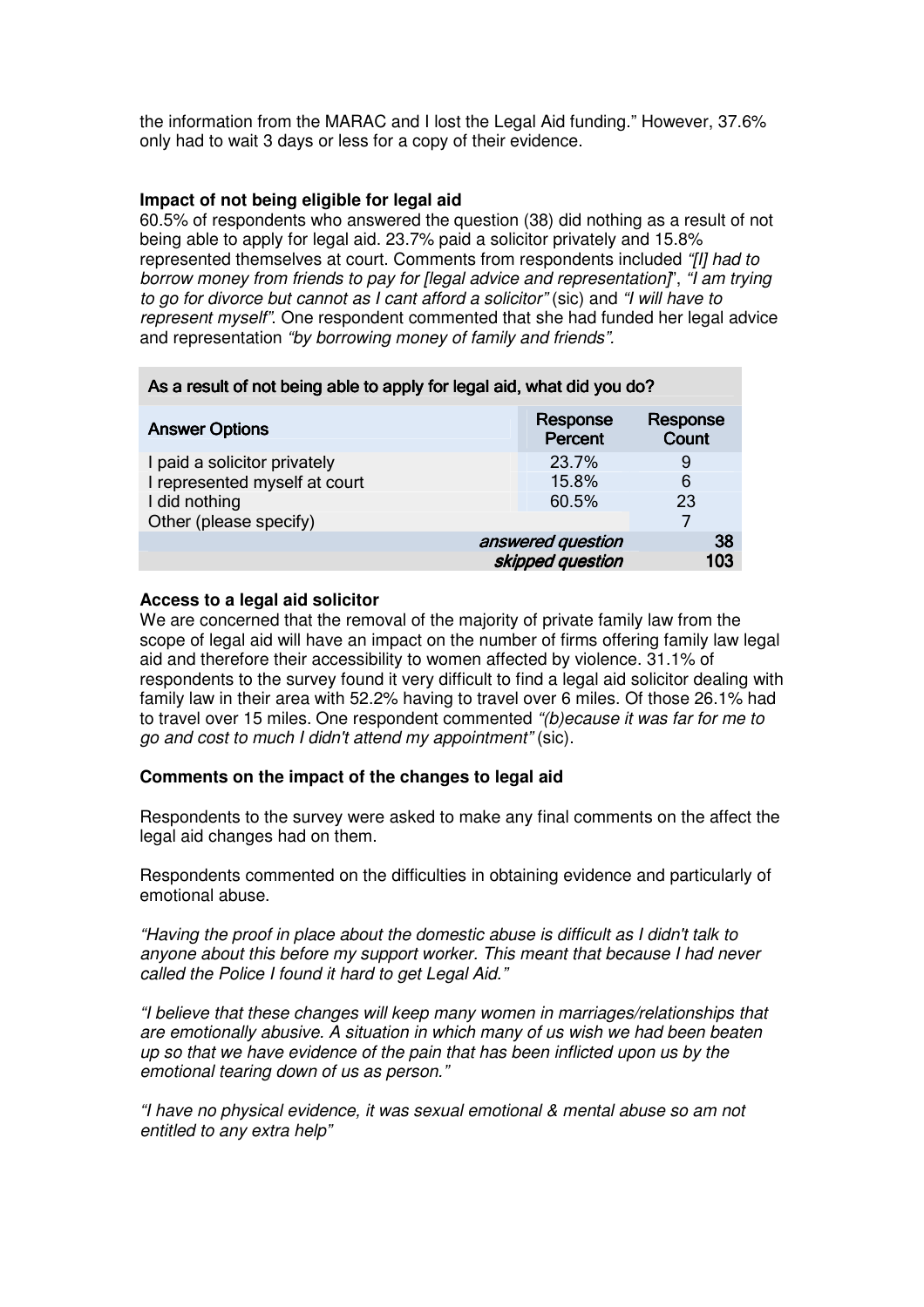the information from the MARAC and I lost the Legal Aid funding." However, 37.6% only had to wait 3 days or less for a copy of their evidence.

**Impact of not being eligible for legal aid**

60.5% of respondents who answered the question (38) did nothing as a result of not being able to apply for legal aid. 23.7% paid a solicitor privately and 15.8% represented themselves at court. Comments from respondents included *"[I] had to borrow money from friends to pay for [legal advice and representation]*", *"I am trying to go for divorce but cannot as I cant afford a solicitor"* (sic) and *"I will have to represent myself"*. One respondent commented that she had funded her legal advice and representation *"by borrowing money of family and friends".*

| As a result of not being able to apply for legal aid, what did you do? | | |
|---|---|---|
| **Answer Options** | **Response Percent** | **Response Count** |
| I paid a solicitor privately | 23.7% | 9 |
| I represented myself at court | 15.8% | 6 |
| I did nothing | 60.5% | 23 |
| Other (please specify) | | 7 |
| | *answered question* | 38 |
| | *skipped question* | 103 |

**Access to a legal aid solicitor**

We are concerned that the removal of the majority of private family law from the scope of legal aid will have an impact on the number of firms offering family law legal aid and therefore their accessibility to women affected by violence. 31.1% of respondents to the survey found it very difficult to find a legal aid solicitor dealing with family law in their area with 52.2% having to travel over 6 miles. Of those 26.1% had to travel over 15 miles. One respondent commented *"(b)ecause it was far for me to go and cost to much I didn't attend my appointment"* (sic).

**Comments on the impact of the changes to legal aid**

Respondents to the survey were asked to make any final comments on the affect the legal aid changes had on them.

Respondents commented on the difficulties in obtaining evidence and particularly of emotional abuse.

*"Having the proof in place about the domestic abuse is difficult as I didn't talk to anyone about this before my support worker. This meant that because I had never called the Police I found it hard to get Legal Aid."*

*"I believe that these changes will keep many women in marriages/relationships that are emotionally abusive. A situation in which many of us wish we had been beaten up so that we have evidence of the pain that has been inflicted upon us by the emotional tearing down of us as person."*

*"I have no physical evidence, it was sexual emotional & mental abuse so am not entitled to any extra help"*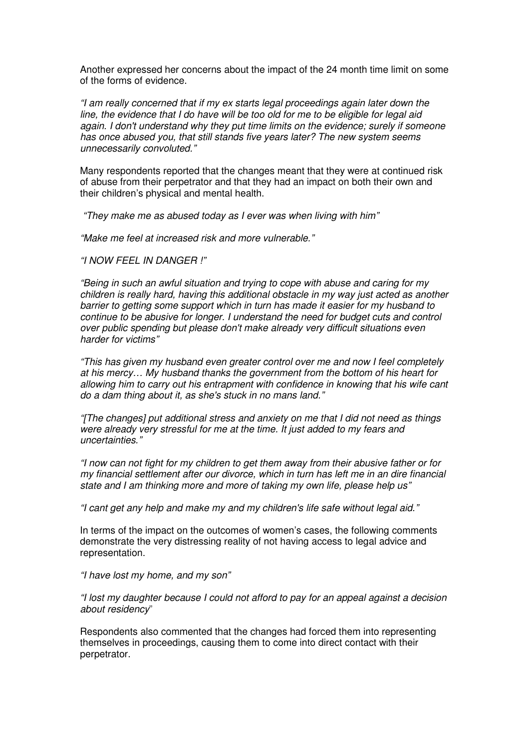Another expressed her concerns about the impact of the 24 month time limit on some of the forms of evidence.

*"I am really concerned that if my ex starts legal proceedings again later down the line, the evidence that I do have will be too old for me to be eligible for legal aid again. I don't understand why they put time limits on the evidence; surely if someone has once abused you, that still stands five years later? The new system seems unnecessarily convoluted."*

Many respondents reported that the changes meant that they were at continued risk of abuse from their perpetrator and that they had an impact on both their own and their children's physical and mental health.

*"They make me as abused today as I ever was when living with him"*

*"Make me feel at increased risk and more vulnerable."*

*"I NOW FEEL IN DANGER !"*

*"Being in such an awful situation and trying to cope with abuse and caring for my children is really hard, having this additional obstacle in my way just acted as another barrier to getting some support which in turn has made it easier for my husband to continue to be abusive for longer. I understand the need for budget cuts and control over public spending but please don't make already very difficult situations even harder for victims"*

*"This has given my husband even greater control over me and now I feel completely at his mercy… My husband thanks the government from the bottom of his heart for allowing him to carry out his entrapment with confidence in knowing that his wife cant do a dam thing about it, as she's stuck in no mans land."*

*"[The changes] put additional stress and anxiety on me that I did not need as things were already very stressful for me at the time. It just added to my fears and uncertainties."*

*"I now can not fight for my children to get them away from their abusive father or for my financial settlement after our divorce, which in turn has left me in an dire financial state and I am thinking more and more of taking my own life, please help us"*

*"I cant get any help and make my and my children's life safe without legal aid."*

In terms of the impact on the outcomes of women's cases, the following comments demonstrate the very distressing reality of not having access to legal advice and representation.

*"I have lost my home, and my son"*

*"I lost my daughter because I could not afford to pay for an appeal against a decision about residency"*

Respondents also commented that the changes had forced them into representing themselves in proceedings, causing them to come into direct contact with their perpetrator.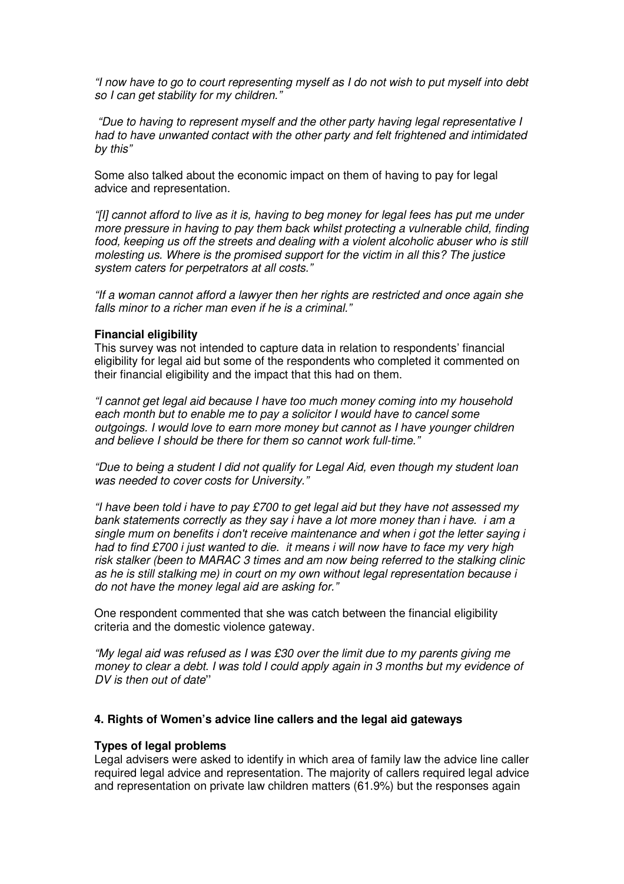*"I now have to go to court representing myself as I do not wish to put myself into debt so I can get stability for my children."*

*"Due to having to represent myself and the other party having legal representative I had to have unwanted contact with the other party and felt frightened and intimidated by this"*

Some also talked about the economic impact on them of having to pay for legal advice and representation.

*"[I] cannot afford to live as it is, having to beg money for legal fees has put me under more pressure in having to pay them back whilst protecting a vulnerable child, finding food, keeping us off the streets and dealing with a violent alcoholic abuser who is still molesting us. Where is the promised support for the victim in all this? The justice system caters for perpetrators at all costs."*

*"If a woman cannot afford a lawyer then her rights are restricted and once again she falls minor to a richer man even if he is a criminal."*

**Financial eligibility**

This survey was not intended to capture data in relation to respondents' financial eligibility for legal aid but some of the respondents who completed it commented on their financial eligibility and the impact that this had on them.

*"I cannot get legal aid because I have too much money coming into my household each month but to enable me to pay a solicitor I would have to cancel some outgoings. I would love to earn more money but cannot as I have younger children and believe I should be there for them so cannot work full-time."*

*"Due to being a student I did not qualify for Legal Aid, even though my student loan was needed to cover costs for University."*

*"I have been told i have to pay £700 to get legal aid but they have not assessed my bank statements correctly as they say i have a lot more money than i have. i am a single mum on benefits i don't receive maintenance and when i got the letter saying i had to find £700 i just wanted to die. it means i will now have to face my very high risk stalker (been to MARAC 3 times and am now being referred to the stalking clinic as he is still stalking me) in court on my own without legal representation because i do not have the money legal aid are asking for."*

One respondent commented that she was catch between the financial eligibility criteria and the domestic violence gateway.

*"My legal aid was refused as I was £30 over the limit due to my parents giving me money to clear a debt. I was told I could apply again in 3 months but my evidence of DV is then out of date"*

### 4. Rights of Women's advice line callers and the legal aid gateways

**Types of legal problems**

Legal advisers were asked to identify in which area of family law the advice line caller required legal advice and representation. The majority of callers required legal advice and representation on private law children matters (61.9%) but the responses again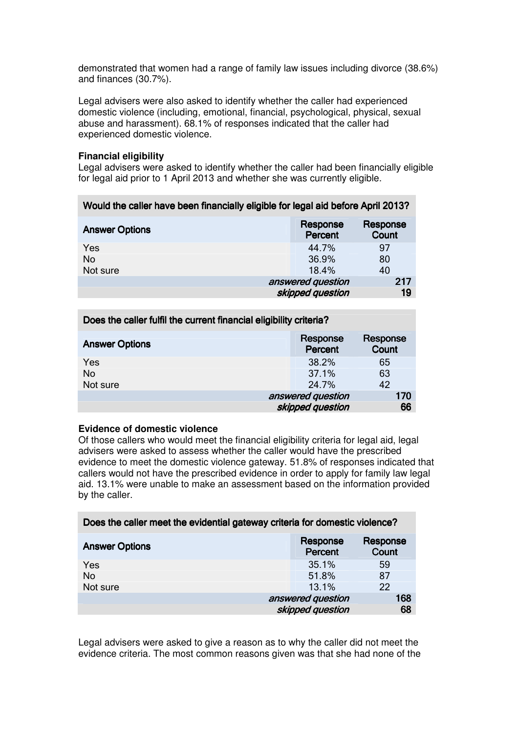demonstrated that women had a range of family law issues including divorce (38.6%) and finances (30.7%).

Legal advisers were also asked to identify whether the caller had experienced domestic violence (including, emotional, financial, psychological, physical, sexual abuse and harassment). 68.1% of responses indicated that the caller had experienced domestic violence.

**Financial eligibility**

Legal advisers were asked to identify whether the caller had been financially eligible for legal aid prior to 1 April 2013 and whether she was currently eligible.

| Would the caller have been financially eligible for legal aid before April 2013? | | |
|---|---|---|
| **Answer Options** | **Response Percent** | **Response Count** |
| Yes | 44.7% | 97 |
| No | 36.9% | 80 |
| Not sure | 18.4% | 40 |
| | *answered question* | 217 |
| | *skipped question* | 19 |

| Does the caller fulfil the current financial eligibility criteria? | | |
|---|---|---|
| **Answer Options** | **Response Percent** | **Response Count** |
| Yes | 38.2% | 65 |
| No | 37.1% | 63 |
| Not sure | 24.7% | 42 |
| | *answered question* | 170 |
| | *skipped question* | 66 |

**Evidence of domestic violence**

Of those callers who would meet the financial eligibility criteria for legal aid, legal advisers were asked to assess whether the caller would have the prescribed evidence to meet the domestic violence gateway. 51.8% of responses indicated that callers would not have the prescribed evidence in order to apply for family law legal aid. 13.1% were unable to make an assessment based on the information provided by the caller.

| Does the caller meet the evidential gateway criteria for domestic violence? | | |
|---|---|---|
| **Answer Options** | **Response Percent** | **Response Count** |
| Yes | 35.1% | 59 |
| No | 51.8% | 87 |
| Not sure | 13.1% | 22 |
| | *answered question* | 168 |
| | *skipped question* | 68 |

Legal advisers were asked to give a reason as to why the caller did not meet the evidence criteria. The most common reasons given was that she had none of the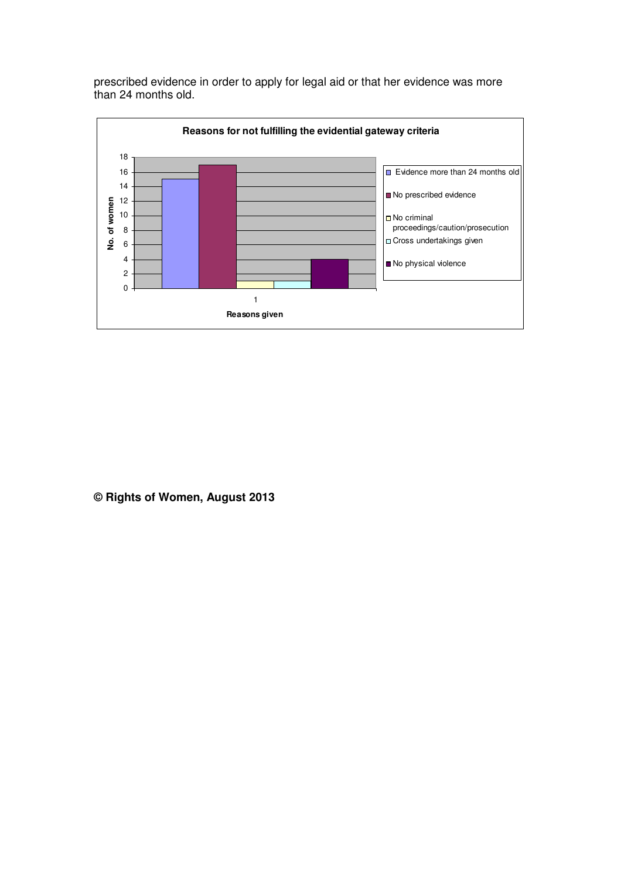prescribed evidence in order to apply for legal aid or that her evidence was more than 24 months old.

Reasons for not fulfilling the evidential gateway criteria

18
16
14
12
10
8
6
4
2
0

No. of women

1

Reasons given

Evidence more than 24 months old
No prescribed evidence
No criminal proceedings/caution/prosecution
Cross undertakings given
No physical violence

**© Rights of Women, August 2013**